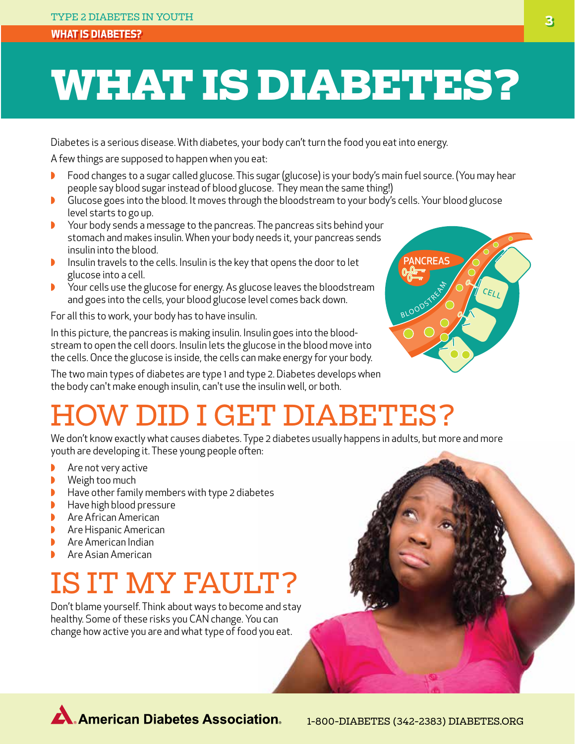# WHAT IS DIABETES?

Diabetes is a serious disease. With diabetes, your body can't turn the food you eat into energy.

A few things are supposed to happen when you eat:

- Food changes to a sugar called glucose. This sugar (glucose) is your body's main fuel source. (You may hear people say blood sugar instead of blood glucose. They mean the same thing!)
- Glucose goes into the blood. It moves through the bloodstream to your body's cells. Your blood glucose level starts to go up.
- Your body sends a message to the pancreas. The pancreas sits behind your stomach and makes insulin. When your body needs it, your pancreas sends insulin into the blood.
- Insulin travels to the cells. Insulin is the key that opens the door to let glucose into a cell.
- Your cells use the glucose for energy. As glucose leaves the bloodstream and goes into the cells, your blood glucose level comes back down.

For all this to work, your body has to have insulin.

In this picture, the pancreas is making insulin. Insulin goes into the bloodstream to open the cell doors. Insulin lets the glucose in the blood move into the cells. Once the glucose is inside, the cells can make energy for your body.

The two main types of diabetes are type 1 and type 2. Diabetes develops when the body can't make enough insulin, can't use the insulin well, or both.

## HOW DID I GET DIABETES?

We don't know exactly what causes diabetes. Type 2 diabetes usually happens in adults, but more and more youth are developing it. These young people often:

- Are not very active
- Weigh too much
- Have other family members with type 2 diabetes
- Have high blood pressure
- Are African American
- Are Hispanic American
- Are American Indian
- Are Asian American

## IS IT MY FAULT?

Don't blame yourself. Think about ways to become and stay healthy. Some of these risks you CAN change. You can change how active you are and what type of food you eat.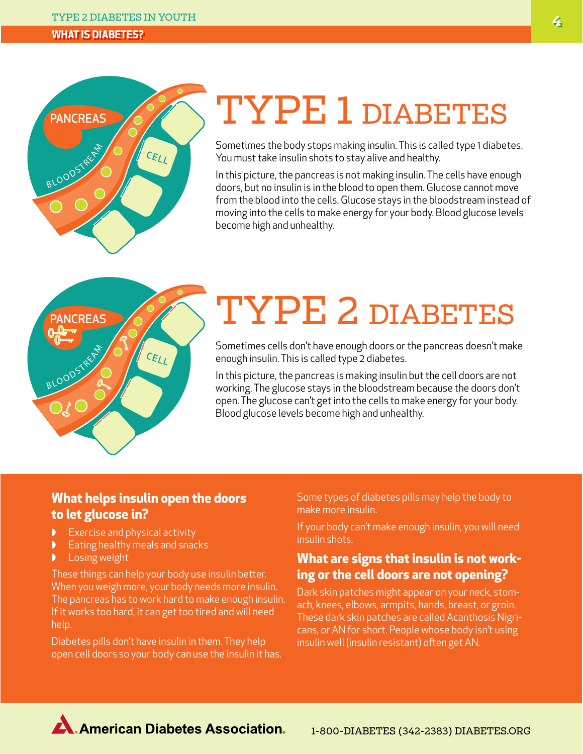# TYPE 1 DIABETES

Sometimes the body stops making insulin. This is called type 1 diabetes. You must take insulin shots to stay alive and healthy.

In this picture, the pancreas is not making insulin. The cells have enough doors, but no insulin is in the blood to open them. Glucose cannot move from the blood into the cells. Glucose stays in the bloodstream instead of moving into the cells to make energy for your body. Blood glucose levels become high and unhealthy.

# TYPE 2 DIABETES

Sometimes cells don't have enough doors or the pancreas doesn't make enough insulin. This is called type 2 diabetes.

In this picture, the pancreas is making insulin but the cell doors are not working. The glucose stays in the bloodstream because the doors don't open. The glucose can't get into the cells to make energy for your body. Blood glucose levels become high and unhealthy.

## What helps insulin open the doors to let glucose in?

- Exercise and physical activity
- Eating healthy meals and snacks
- Losing weight

These things can help your body use insulin better. When you weigh more, your body needs more insulin. The pancreas has to work hard to make enough insulin. If it works too hard, it can get too tired and will need help.

Diabetes pills don't have insulin in them. They help open cell doors so your body can use the insulin it has.

Some types of diabetes pills may help the body to make more insulin.

If your body can't make enough insulin, you will need insulin shots.

## What are signs that insulin is not working or the cell doors are not opening?

Dark skin patches might appear on your neck, stomach, knees, elbows, armpits, hands, breast, or groin. These dark skin patches are called Acanthosis Nigricans, or AN for short. People whose body isn't using insulin well (insulin resistant) often get AN.

American Diabetes Association. 1-800-DIABETES (342-2383) DIABETES.ORG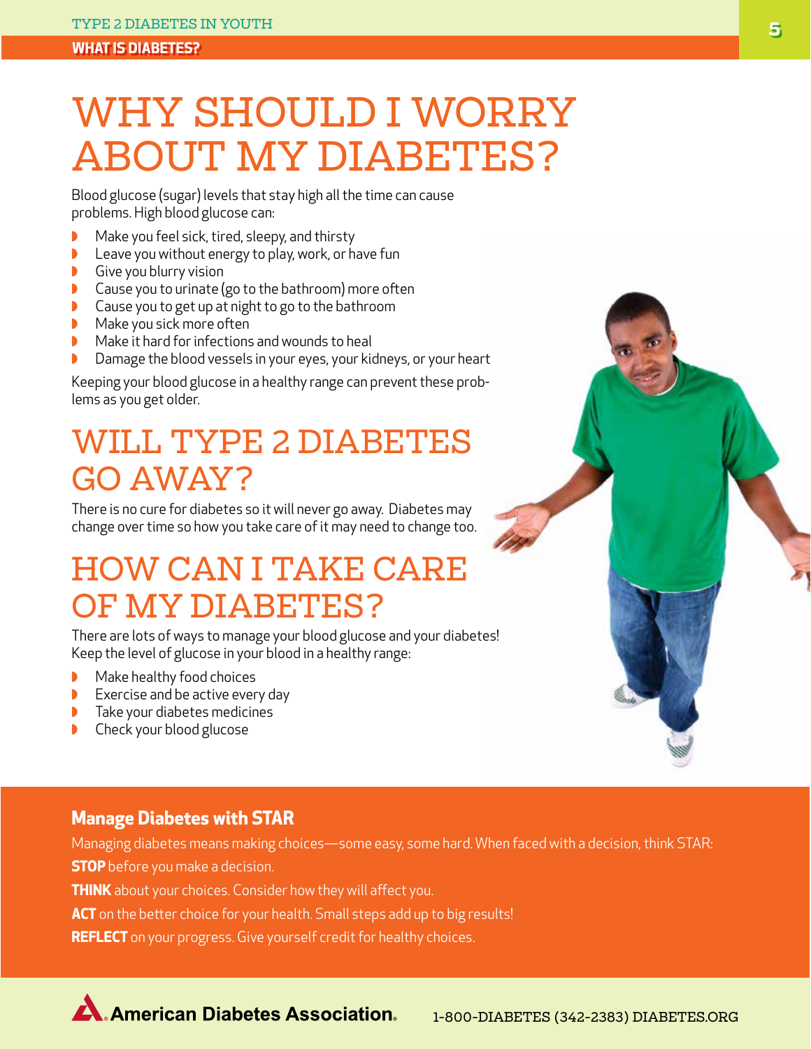# WHY SHOULD I WORRY ABOUT MY DIABETES?

Blood glucose (sugar) levels that stay high all the time can cause problems. High blood glucose can:

- Make you feel sick, tired, sleepy, and thirsty
- Leave you without energy to play, work, or have fun
- Give you blurry vision
- Cause you to urinate (go to the bathroom) more often
- Cause you to get up at night to go to the bathroom
- Make you sick more often
- Make it hard for infections and wounds to heal
- Damage the blood vessels in your eyes, your kidneys, or your heart

Keeping your blood glucose in a healthy range can prevent these problems as you get older.

# WILL TYPE 2 DIABETES GO AWAY?

There is no cure for diabetes so it will never go away. Diabetes may change over time so how you take care of it may need to change too.

# HOW CAN I TAKE CARE OF MY DIABETES?

There are lots of ways to manage your blood glucose and your diabetes! Keep the level of glucose in your blood in a healthy range:

- Make healthy food choices
- Exercise and be active every day
- Take your diabetes medicines
- Check your blood glucose

## Manage Diabetes with STAR

Managing diabetes means making choices—some easy, some hard. When faced with a decision, think STAR:

**STOP** before you make a decision.

**THINK** about your choices. Consider how they will affect you.

**ACT** on the better choice for your health. Small steps add up to big results!

**REFLECT** on your progress. Give yourself credit for healthy choices.

American Diabetes Association. 1-800-DIABETES (342-2383) DIABETES.ORG